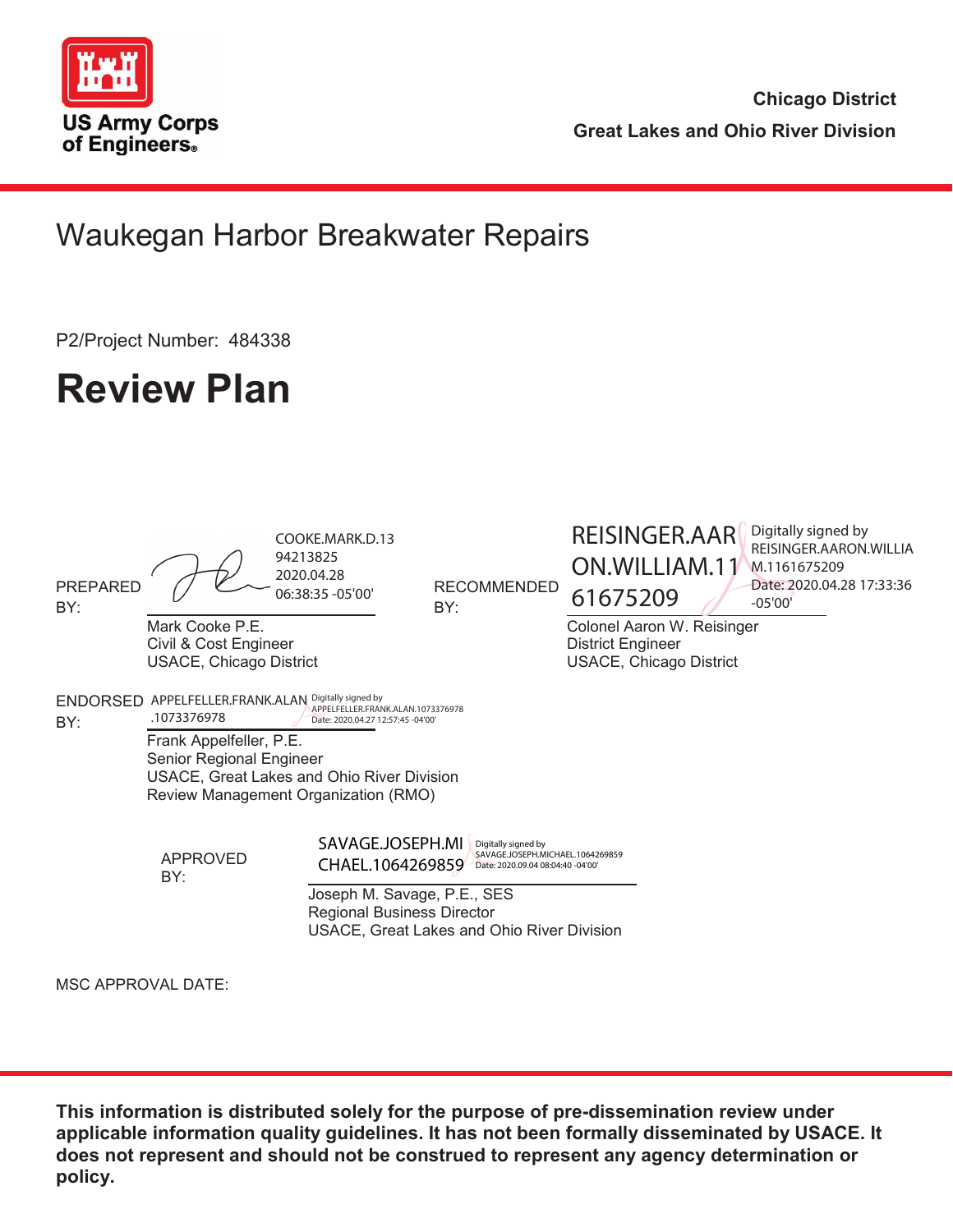US Army Corps of Engineers®

**Chicago District**
**Great Lakes and Ohio River Division**

# Waukegan Harbor Breakwater Repairs

P2/Project Number: 484338

# Review Plan

PREPARED BY:
COOKE.MARK.D.1394213825 2020.04.28 06:38:35 -05'00'
Mark Cooke P.E.
Civil & Cost Engineer
USACE, Chicago District

RECOMMENDED BY:
REISINGER.AARON.WILLIAM.1161675209 Digitally signed by REISINGER.AARON.WILLIAM.1161675209 Date: 2020.04.28 17:33:36 -05'00'
Colonel Aaron W. Reisinger
District Engineer
USACE, Chicago District

ENDORSED BY:
APPELFELLER.FRANK.ALAN.1073376978 Digitally signed by APPELFELLER.FRANK.ALAN.1073376978 Date: 2020.04.27 12:57:45 -04'00'
Frank Appelfeller, P.E.
Senior Regional Engineer
USACE, Great Lakes and Ohio River Division
Review Management Organization (RMO)

APPROVED BY:
SAVAGE.JOSEPH.MICHAEL.1064269859 Digitally signed by SAVAGE.JOSEPH.MICHAEL.1064269859 Date: 2020.09.04 08:04:40 -04'00'
Joseph M. Savage, P.E., SES
Regional Business Director
USACE, Great Lakes and Ohio River Division

MSC APPROVAL DATE:

**This information is distributed solely for the purpose of pre-dissemination review under applicable information quality guidelines. It has not been formally disseminated by USACE. It does not represent and should not be construed to represent any agency determination or policy.**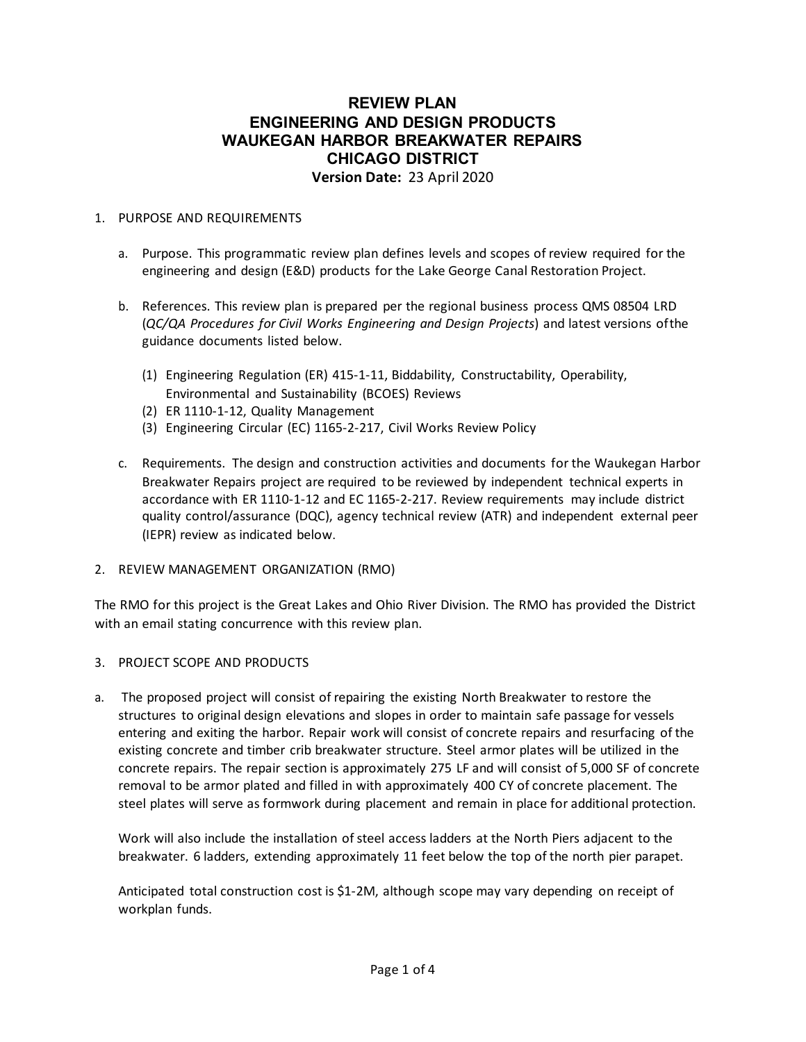# REVIEW PLAN
# ENGINEERING AND DESIGN PRODUCTS
# WAUKEGAN HARBOR BREAKWATER REPAIRS
# CHICAGO DISTRICT

**Version Date:** 23 April 2020

1. PURPOSE AND REQUIREMENTS

   a. Purpose. This programmatic review plan defines levels and scopes of review required for the engineering and design (E&D) products for the Lake George Canal Restoration Project.

   b. References. This review plan is prepared per the regional business process QMS 08504 LRD (*QC/QA Procedures for Civil Works Engineering and Design Projects*) and latest versions of the guidance documents listed below.

      (1) Engineering Regulation (ER) 415-1-11, Biddability, Constructability, Operability, Environmental and Sustainability (BCOES) Reviews
      (2) ER 1110-1-12, Quality Management
      (3) Engineering Circular (EC) 1165-2-217, Civil Works Review Policy

   c. Requirements. The design and construction activities and documents for the Waukegan Harbor Breakwater Repairs project are required to be reviewed by independent technical experts in accordance with ER 1110-1-12 and EC 1165-2-217. Review requirements may include district quality control/assurance (DQC), agency technical review (ATR) and independent external peer (IEPR) review as indicated below.

2. REVIEW MANAGEMENT ORGANIZATION (RMO)

The RMO for this project is the Great Lakes and Ohio River Division. The RMO has provided the District with an email stating concurrence with this review plan.

3. PROJECT SCOPE AND PRODUCTS

a. The proposed project will consist of repairing the existing North Breakwater to restore the structures to original design elevations and slopes in order to maintain safe passage for vessels entering and exiting the harbor. Repair work will consist of concrete repairs and resurfacing of the existing concrete and timber crib breakwater structure. Steel armor plates will be utilized in the concrete repairs. The repair section is approximately 275 LF and will consist of 5,000 SF of concrete removal to be armor plated and filled in with approximately 400 CY of concrete placement. The steel plates will serve as formwork during placement and remain in place for additional protection.

   Work will also include the installation of steel access ladders at the North Piers adjacent to the breakwater. 6 ladders, extending approximately 11 feet below the top of the north pier parapet.

   Anticipated total construction cost is $1-2M, although scope may vary depending on receipt of workplan funds.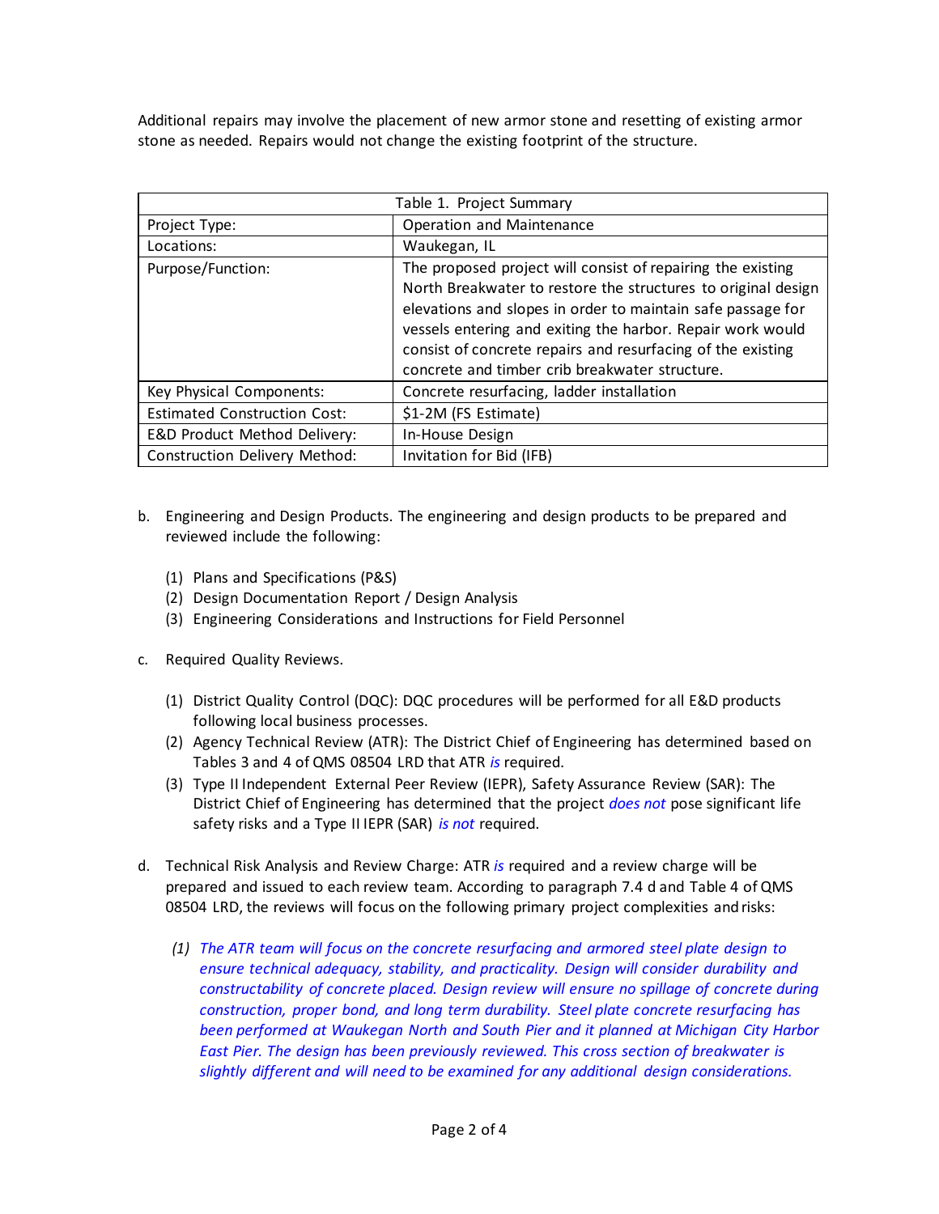Additional repairs may involve the placement of new armor stone and resetting of existing armor stone as needed. Repairs would not change the existing footprint of the structure.

| Table 1. Project Summary | |
|---|---|
| Project Type: | Operation and Maintenance |
| Locations: | Waukegan, IL |
| Purpose/Function: | The proposed project will consist of repairing the existing North Breakwater to restore the structures to original design elevations and slopes in order to maintain safe passage for vessels entering and exiting the harbor. Repair work would consist of concrete repairs and resurfacing of the existing concrete and timber crib breakwater structure. |
| Key Physical Components: | Concrete resurfacing, ladder installation |
| Estimated Construction Cost: | $1-2M (FS Estimate) |
| E&D Product Method Delivery: | In-House Design |
| Construction Delivery Method: | Invitation for Bid (IFB) |

b. Engineering and Design Products. The engineering and design products to be prepared and reviewed include the following:

(1) Plans and Specifications (P&S)
(2) Design Documentation Report / Design Analysis
(3) Engineering Considerations and Instructions for Field Personnel

c. Required Quality Reviews.

(1) District Quality Control (DQC): DQC procedures will be performed for all E&D products following local business processes.
(2) Agency Technical Review (ATR): The District Chief of Engineering has determined based on Tables 3 and 4 of QMS 08504 LRD that ATR *is* required.
(3) Type II Independent External Peer Review (IEPR), Safety Assurance Review (SAR): The District Chief of Engineering has determined that the project *does not* pose significant life safety risks and a Type II IEPR (SAR) *is not* required.

d. Technical Risk Analysis and Review Charge: ATR *is* required and a review charge will be prepared and issued to each review team. According to paragraph 7.4 d and Table 4 of QMS 08504 LRD, the reviews will focus on the following primary project complexities and risks:

*(1) The ATR team will focus on the concrete resurfacing and armored steel plate design to ensure technical adequacy, stability, and practicality. Design will consider durability and constructability of concrete placed. Design review will ensure no spillage of concrete during construction, proper bond, and long term durability. Steel plate concrete resurfacing has been performed at Waukegan North and South Pier and it planned at Michigan City Harbor East Pier. The design has been previously reviewed. This cross section of breakwater is slightly different and will need to be examined for any additional design considerations.*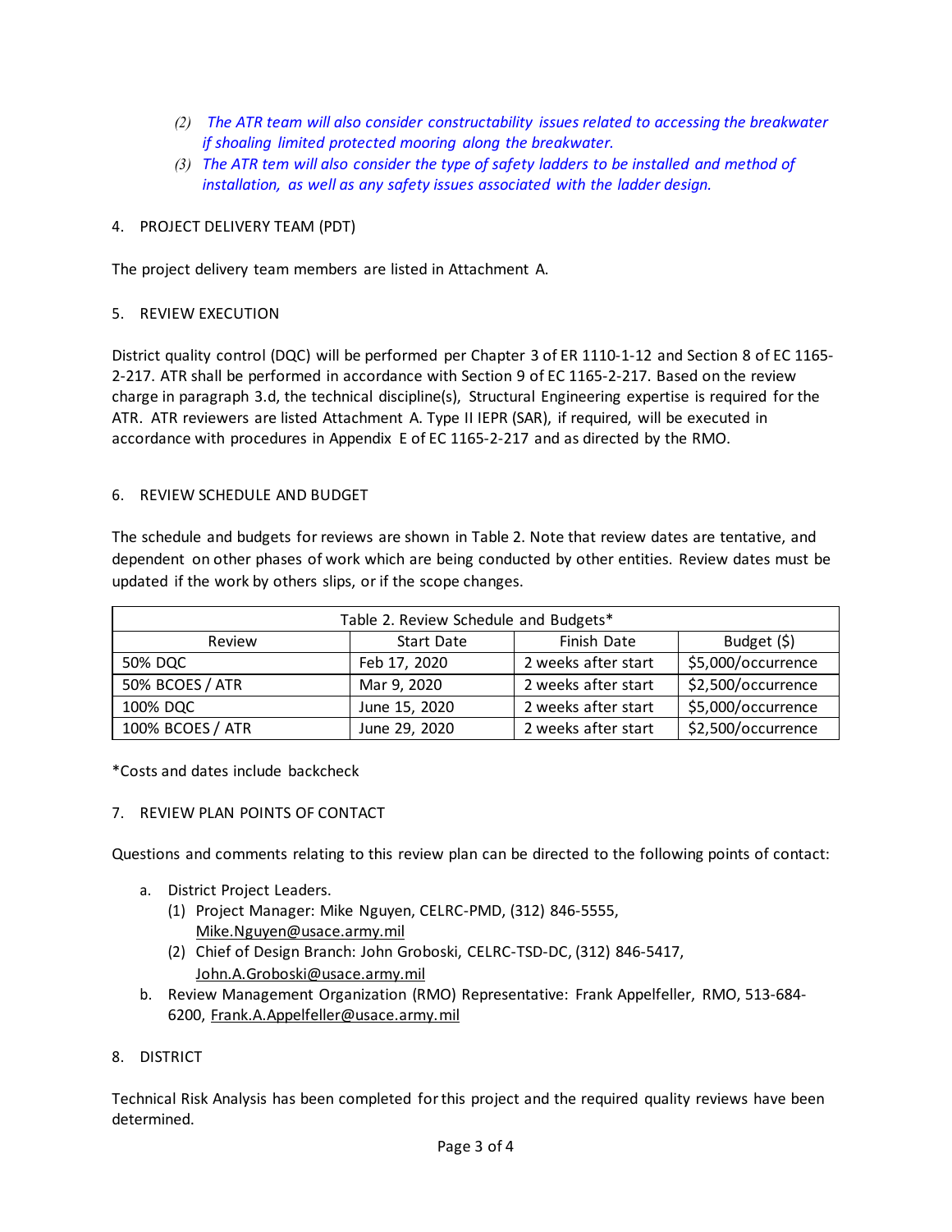*(2) The ATR team will also consider constructability issues related to accessing the breakwater if shoaling limited protected mooring along the breakwater.*

*(3) The ATR tem will also consider the type of safety ladders to be installed and method of installation, as well as any safety issues associated with the ladder design.*

4. PROJECT DELIVERY TEAM (PDT)

The project delivery team members are listed in Attachment A.

5. REVIEW EXECUTION

District quality control (DQC) will be performed per Chapter 3 of ER 1110-1-12 and Section 8 of EC 1165-2-217. ATR shall be performed in accordance with Section 9 of EC 1165-2-217. Based on the review charge in paragraph 3.d, the technical discipline(s), Structural Engineering expertise is required for the ATR. ATR reviewers are listed Attachment A. Type II IEPR (SAR), if required, will be executed in accordance with procedures in Appendix E of EC 1165-2-217 and as directed by the RMO.

6. REVIEW SCHEDULE AND BUDGET

The schedule and budgets for reviews are shown in Table 2. Note that review dates are tentative, and dependent on other phases of work which are being conducted by other entities. Review dates must be updated if the work by others slips, or if the scope changes.

| Table 2. Review Schedule and Budgets* | | | |
|---|---|---|---|
| Review | Start Date | Finish Date | Budget ($) |
| 50% DQC | Feb 17, 2020 | 2 weeks after start | $5,000/occurrence |
| 50% BCOES / ATR | Mar 9, 2020 | 2 weeks after start | $2,500/occurrence |
| 100% DQC | June 15, 2020 | 2 weeks after start | $5,000/occurrence |
| 100% BCOES / ATR | June 29, 2020 | 2 weeks after start | $2,500/occurrence |

*Costs and dates include backcheck

7. REVIEW PLAN POINTS OF CONTACT

Questions and comments relating to this review plan can be directed to the following points of contact:

a. District Project Leaders.
   (1) Project Manager: Mike Nguyen, CELRC-PMD, (312) 846-5555, Mike.Nguyen@usace.army.mil
   (2) Chief of Design Branch: John Groboski, CELRC-TSD-DC, (312) 846-5417, John.A.Groboski@usace.army.mil
b. Review Management Organization (RMO) Representative: Frank Appelfeller, RMO, 513-684-6200, Frank.A.Appelfeller@usace.army.mil

8. DISTRICT

Technical Risk Analysis has been completed for this project and the required quality reviews have been determined.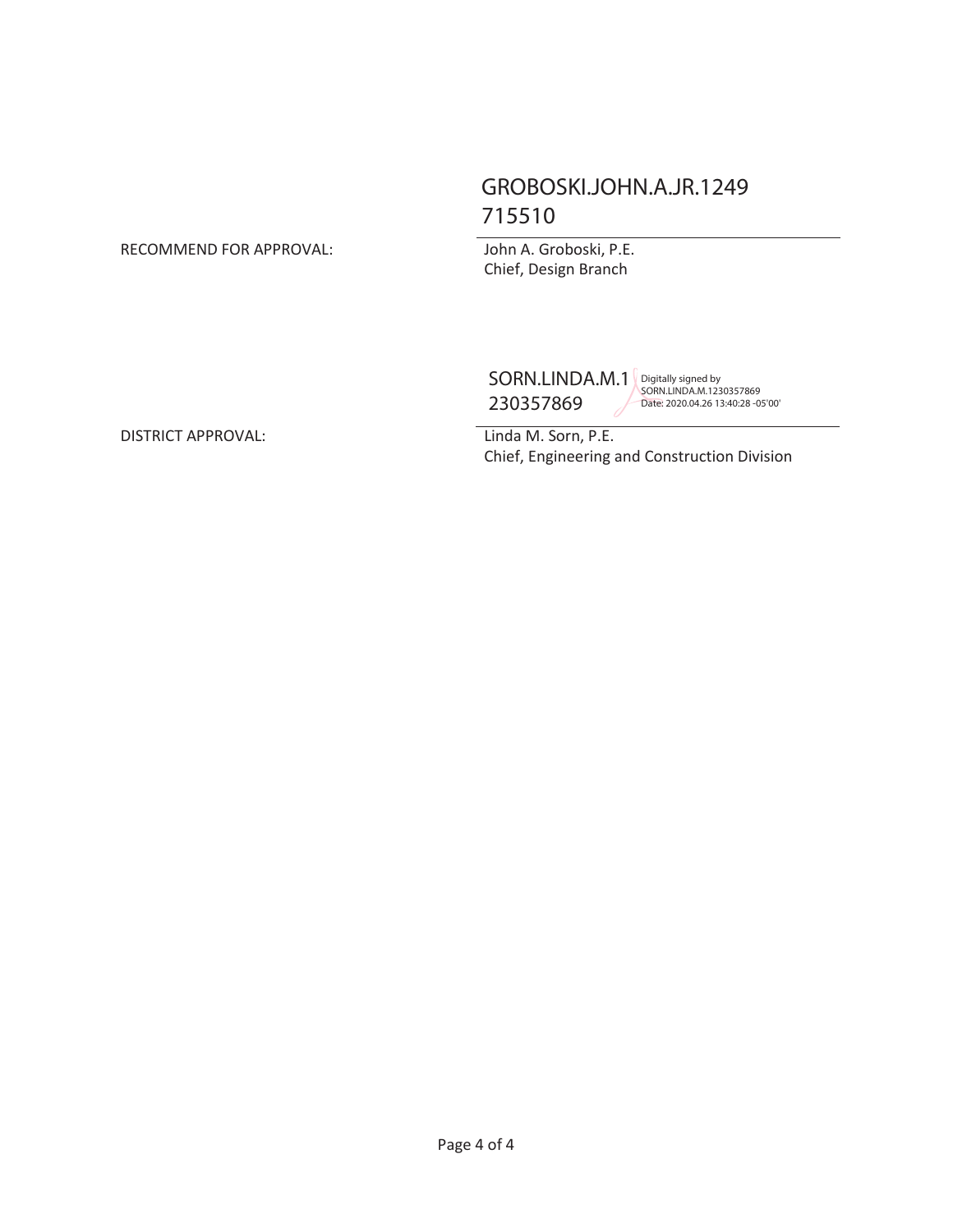GROBOSKI.JOHN.A.JR.1249
715510

RECOMMEND FOR APPROVAL:

John A. Groboski, P.E.
Chief, Design Branch

SORN.LINDA.M.1230357869

Digitally signed by SORN.LINDA.M.1230357869
Date: 2020.04.26 13:40:28 -05'00'

DISTRICT APPROVAL:

Linda M. Sorn, P.E.
Chief, Engineering and Construction Division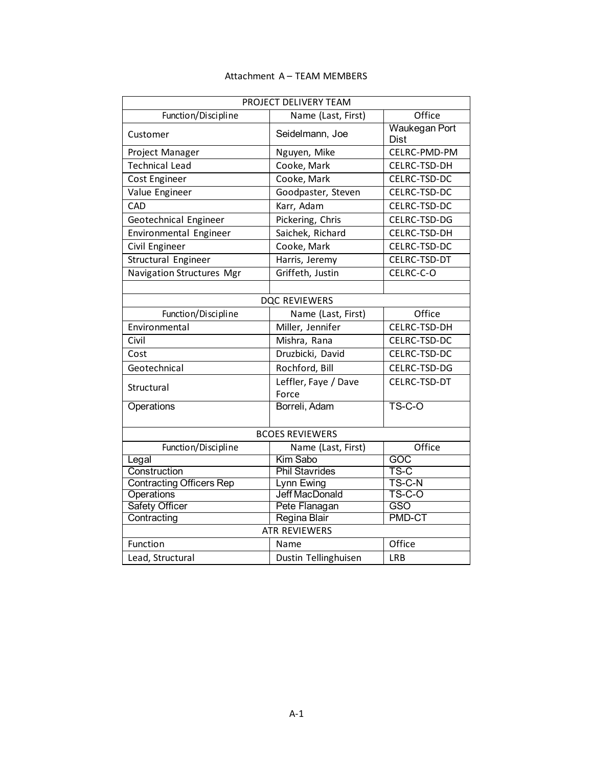Attachment A – TEAM MEMBERS

| PROJECT DELIVERY TEAM | | |
|---|---|---|
| Function/Discipline | Name (Last, First) | Office |
| Customer | Seidelmann, Joe | Waukegan Port Dist |
| Project Manager | Nguyen, Mike | CELRC-PMD-PM |
| Technical Lead | Cooke, Mark | CELRC-TSD-DH |
| Cost Engineer | Cooke, Mark | CELRC-TSD-DC |
| Value Engineer | Goodpaster, Steven | CELRC-TSD-DC |
| CAD | Karr, Adam | CELRC-TSD-DC |
| Geotechnical Engineer | Pickering, Chris | CELRC-TSD-DG |
| Environmental Engineer | Saichek, Richard | CELRC-TSD-DH |
| Civil Engineer | Cooke, Mark | CELRC-TSD-DC |
| Structural Engineer | Harris, Jeremy | CELRC-TSD-DT |
| Navigation Structures Mgr | Griffeth, Justin | CELRC-C-O |
| | | |
| DQC REVIEWERS | | |
| Function/Discipline | Name (Last, First) | Office |
| Environmental | Miller, Jennifer | CELRC-TSD-DH |
| Civil | Mishra, Rana | CELRC-TSD-DC |
| Cost | Druzbicki, David | CELRC-TSD-DC |
| Geotechnical | Rochford, Bill | CELRC-TSD-DG |
| Structural | Leffler, Faye / Dave Force | CELRC-TSD-DT |
| Operations | Borreli, Adam | TS-C-O |
| BCOES REVIEWERS | | |
| Function/Discipline | Name (Last, First) | Office |
| Legal | Kim Sabo | GOC |
| Construction | Phil Stavrides | TS-C |
| Contracting Officers Rep | Lynn Ewing | TS-C-N |
| Operations | Jeff MacDonald | TS-C-O |
| Safety Officer | Pete Flanagan | GSO |
| Contracting | Regina Blair | PMD-CT |
| ATR REVIEWERS | | |
| Function | Name | Office |
| Lead, Structural | Dustin Tellinghuisen | LRB |